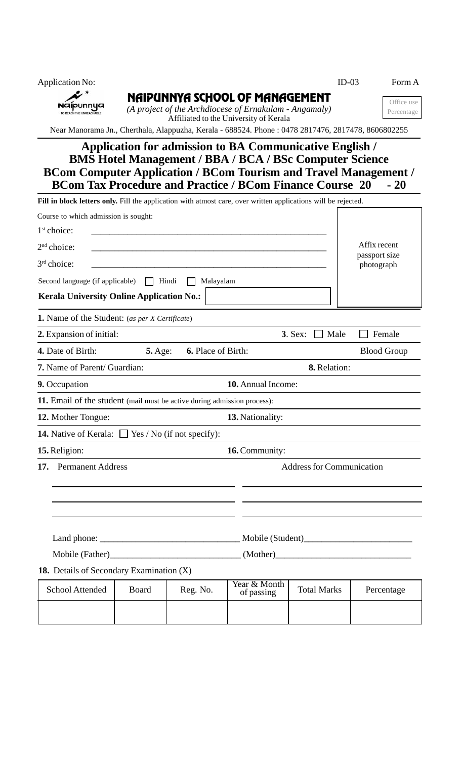Application No: ID-03 Form A

# NAIPUNNYA SCHOOL OF MANAGEMENT

*(A project of the Archdiocese of Ernakulam - Angamaly)*
Affiliated to the University of Kerala

Office use
Percentage

Near Manorama Jn., Cherthala, Alappuzha, Kerala - 688524. Phone : 0478 2817476, 2817478, 8606802255

## Application for admission to BA Communicative English / BMS Hotel Management / BBA / BCA / BSc Computer Science BCom Computer Application / BCom Tourism and Travel Management / BCom Tax Procedure and Practice / BCom Finance Course 20 - 20

**Fill in block letters only.** Fill the application with atmost care, over written applications will be rejected.

Course to which admission is sought:

1st choice: ____________________________________________

2nd choice: ____________________________________________

3rd choice: ____________________________________________

Affix recent passport size photograph

Second language (if applicable) ☐ Hindi ☐ Malayalam

**Kerala University Online Application No.:**

**1.** Name of the Student: *(as per X Certificate)*

**2.** Expansion of initial: **3**. Sex: ☐ Male ☐ Female

**4.** Date of Birth: **5.** Age: **6.** Place of Birth: Blood Group

**7.** Name of Parent/ Guardian: **8.** Relation:

**9.** Occupation **10.** Annual Income:

**11.** Email of the student (mail must be active during admission process):

**12.** Mother Tongue: **13.** Nationality:

**14.** Native of Kerala: ☐ Yes / No (if not specify):

**15.** Religion: **16.** Community:

**17.** Permanent Address Address for Communication

Land phone: ______________________________ Mobile (Student)_______________________

Mobile (Father)____________________________ (Mother)_____________________________

**18.** Details of Secondary Examination (X)

| School Attended | Board | Reg. No. | Year & Month of passing | Total Marks | Percentage |
|---|---|---|---|---|---|
| | | | | | |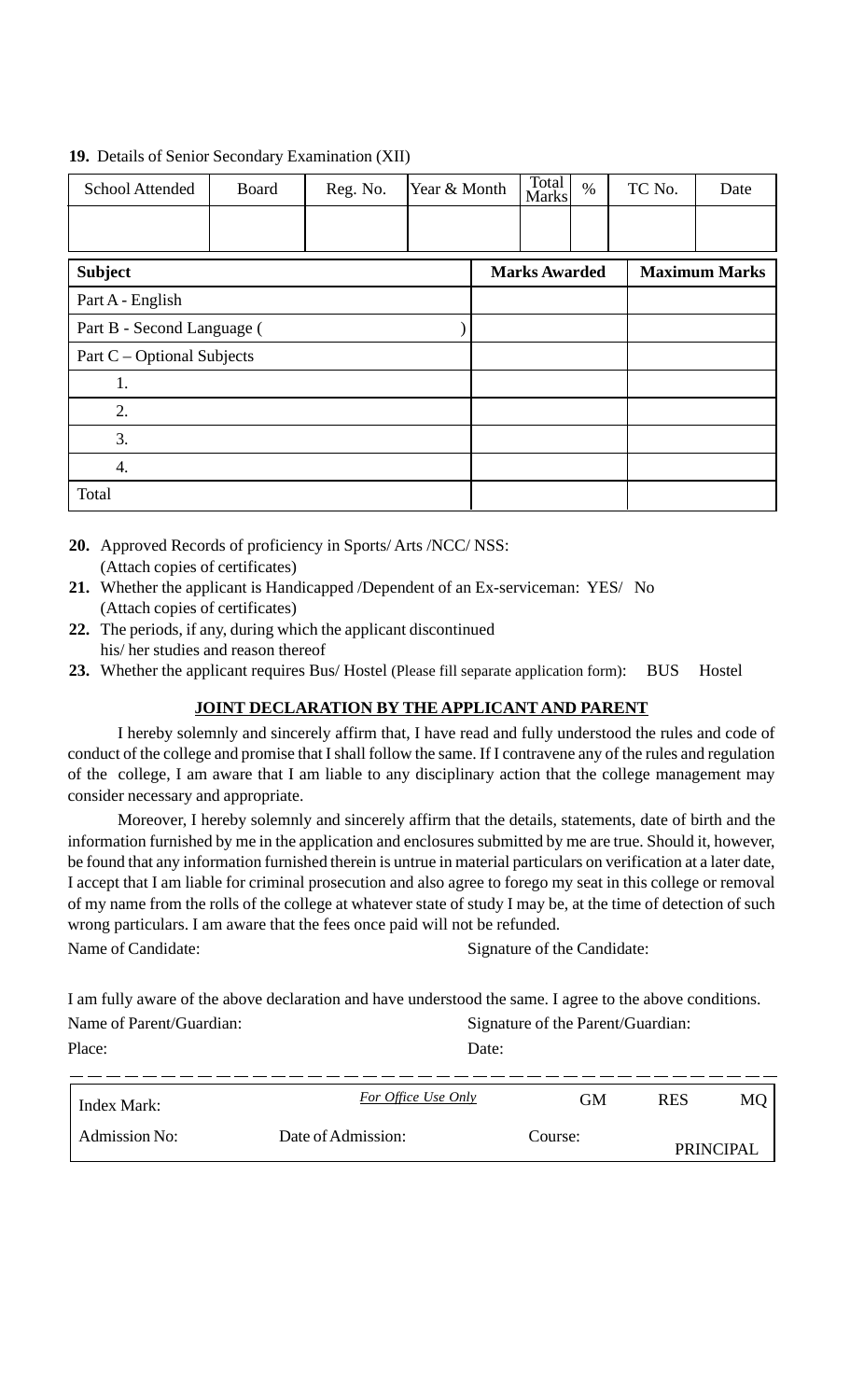**19.** Details of Senior Secondary Examination (XII)

| School Attended | Board | Reg. No. | Year & Month | Total Marks | % | TC No. | Date |
|---|---|---|---|---|---|---|---|
| | | | | | | | |

| Subject | Marks Awarded | Maximum Marks |
|---|---|---|
| Part A - English | | |
| Part B - Second Language (                    ) | | |
| Part C – Optional Subjects | | |
| 1. | | |
| 2. | | |
| 3. | | |
| 4. | | |
| Total | | |

**20.** Approved Records of proficiency in Sports/ Arts /NCC/ NSS:
(Attach copies of certificates)

**21.** Whether the applicant is Handicapped /Dependent of an Ex-serviceman: YES/ No
(Attach copies of certificates)

**22.** The periods, if any, during which the applicant discontinued his/ her studies and reason thereof

**23.** Whether the applicant requires Bus/ Hostel (Please fill separate application form): BUS Hostel

## JOINT DECLARATION BY THE APPLICANT AND PARENT

I hereby solemnly and sincerely affirm that, I have read and fully understood the rules and code of conduct of the college and promise that I shall follow the same. If I contravene any of the rules and regulation of the college, I am aware that I am liable to any disciplinary action that the college management may consider necessary and appropriate.

Moreover, I hereby solemnly and sincerely affirm that the details, statements, date of birth and the information furnished by me in the application and enclosures submitted by me are true. Should it, however, be found that any information furnished therein is untrue in material particulars on verification at a later date, I accept that I am liable for criminal prosecution and also agree to forego my seat in this college or removal of my name from the rolls of the college at whatever state of study I may be, at the time of detection of such wrong particulars. I am aware that the fees once paid will not be refunded.

Name of Candidate: Signature of the Candidate:

I am fully aware of the above declaration and have understood the same. I agree to the above conditions.

Name of Parent/Guardian: Signature of the Parent/Guardian:

Place: Date:

---

| | | | | |
|---|---|---|---|---|
| Index Mark: | *For Office Use Only* | GM | RES | MQ |
| Admission No: | Date of Admission: | Course: | | PRINCIPAL |